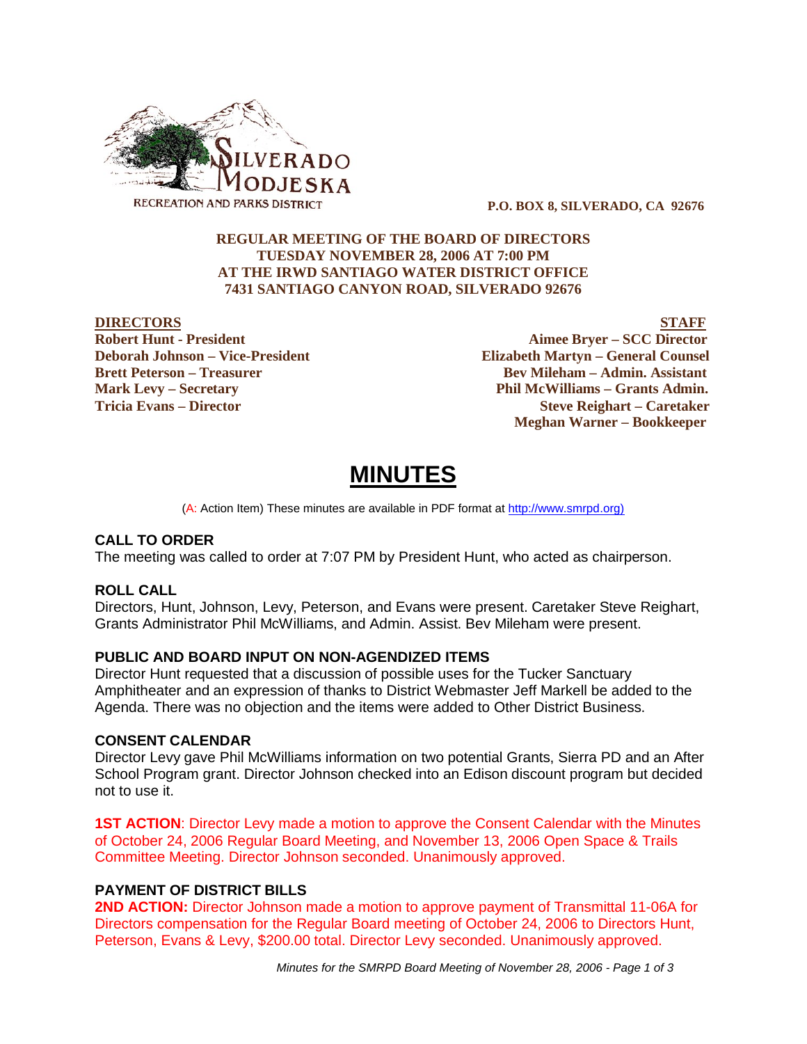SILVERADO MODJESKA
RECREATION AND PARKS DISTRICT

**P.O. BOX 8, SILVERADO, CA 92676**

**REGULAR MEETING OF THE BOARD OF DIRECTORS**
**TUESDAY NOVEMBER 28, 2006 AT 7:00 PM**
**AT THE IRWD SANTIAGO WATER DISTRICT OFFICE**
**7431 SANTIAGO CANYON ROAD, SILVERADO 92676**

| DIRECTORS | STAFF |
|---|---|
| Robert Hunt - President | Aimee Bryer – SCC Director |
| Deborah Johnson – Vice-President | Elizabeth Martyn – General Counsel |
| Brett Peterson – Treasurer | Bev Mileham – Admin. Assistant |
| Mark Levy – Secretary | Phil McWilliams – Grants Admin. |
| Tricia Evans – Director | Steve Reighart – Caretaker |
| | Meghan Warner – Bookkeeper |

# MINUTES

(A: Action Item) These minutes are available in PDF format at http://www.smrpd.org)

## CALL TO ORDER

The meeting was called to order at 7:07 PM by President Hunt, who acted as chairperson.

## ROLL CALL

Directors, Hunt, Johnson, Levy, Peterson, and Evans were present. Caretaker Steve Reighart, Grants Administrator Phil McWilliams, and Admin. Assist. Bev Mileham were present.

## PUBLIC AND BOARD INPUT ON NON-AGENDIZED ITEMS

Director Hunt requested that a discussion of possible uses for the Tucker Sanctuary Amphitheater and an expression of thanks to District Webmaster Jeff Markell be added to the Agenda. There was no objection and the items were added to Other District Business.

## CONSENT CALENDAR

Director Levy gave Phil McWilliams information on two potential Grants, Sierra PD and an After School Program grant. Director Johnson checked into an Edison discount program but decided not to use it.

**1ST ACTION**: Director Levy made a motion to approve the Consent Calendar with the Minutes of October 24, 2006 Regular Board Meeting, and November 13, 2006 Open Space & Trails Committee Meeting. Director Johnson seconded. Unanimously approved.

## PAYMENT OF DISTRICT BILLS

**2ND ACTION:** Director Johnson made a motion to approve payment of Transmittal 11-06A for Directors compensation for the Regular Board meeting of October 24, 2006 to Directors Hunt, Peterson, Evans & Levy, $200.00 total. Director Levy seconded. Unanimously approved.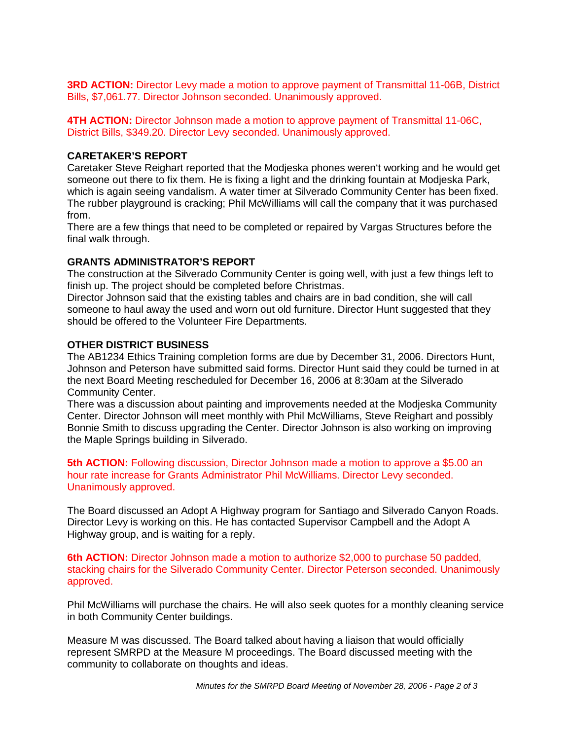**3RD ACTION:** Director Levy made a motion to approve payment of Transmittal 11-06B, District Bills, $7,061.77. Director Johnson seconded. Unanimously approved.

**4TH ACTION:** Director Johnson made a motion to approve payment of Transmittal 11-06C, District Bills, $349.20. Director Levy seconded. Unanimously approved.

**CARETAKER'S REPORT**

Caretaker Steve Reighart reported that the Modjeska phones weren't working and he would get someone out there to fix them. He is fixing a light and the drinking fountain at Modjeska Park, which is again seeing vandalism. A water timer at Silverado Community Center has been fixed. The rubber playground is cracking; Phil McWilliams will call the company that it was purchased from.

There are a few things that need to be completed or repaired by Vargas Structures before the final walk through.

**GRANTS ADMINISTRATOR'S REPORT**

The construction at the Silverado Community Center is going well, with just a few things left to finish up. The project should be completed before Christmas.

Director Johnson said that the existing tables and chairs are in bad condition, she will call someone to haul away the used and worn out old furniture. Director Hunt suggested that they should be offered to the Volunteer Fire Departments.

**OTHER DISTRICT BUSINESS**

The AB1234 Ethics Training completion forms are due by December 31, 2006. Directors Hunt, Johnson and Peterson have submitted said forms. Director Hunt said they could be turned in at the next Board Meeting rescheduled for December 16, 2006 at 8:30am at the Silverado Community Center.

There was a discussion about painting and improvements needed at the Modjeska Community Center. Director Johnson will meet monthly with Phil McWilliams, Steve Reighart and possibly Bonnie Smith to discuss upgrading the Center. Director Johnson is also working on improving the Maple Springs building in Silverado.

**5th ACTION:** Following discussion, Director Johnson made a motion to approve a $5.00 an hour rate increase for Grants Administrator Phil McWilliams. Director Levy seconded. Unanimously approved.

The Board discussed an Adopt A Highway program for Santiago and Silverado Canyon Roads. Director Levy is working on this. He has contacted Supervisor Campbell and the Adopt A Highway group, and is waiting for a reply.

**6th ACTION:** Director Johnson made a motion to authorize $2,000 to purchase 50 padded, stacking chairs for the Silverado Community Center. Director Peterson seconded. Unanimously approved.

Phil McWilliams will purchase the chairs. He will also seek quotes for a monthly cleaning service in both Community Center buildings.

Measure M was discussed. The Board talked about having a liaison that would officially represent SMRPD at the Measure M proceedings. The Board discussed meeting with the community to collaborate on thoughts and ideas.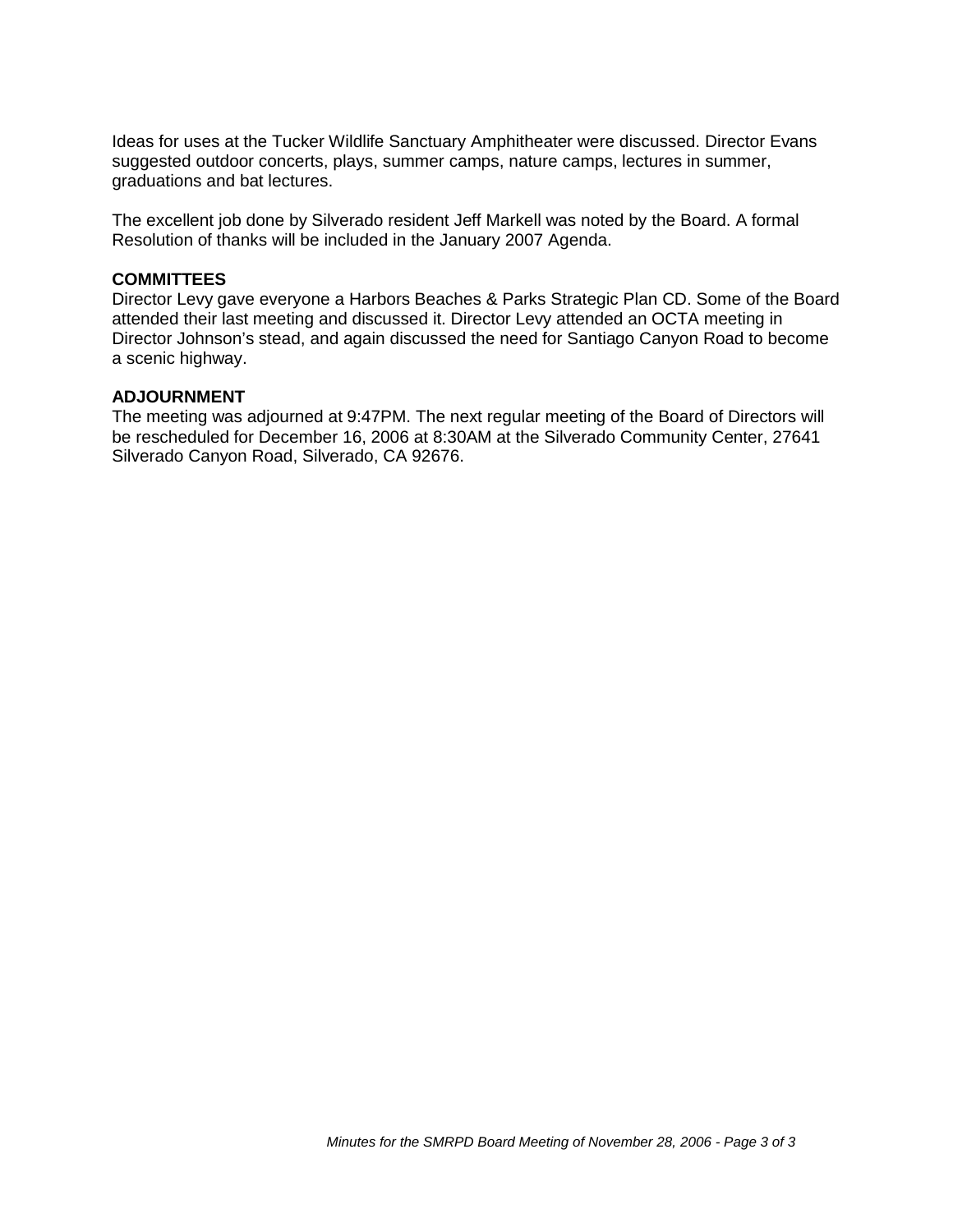Ideas for uses at the Tucker Wildlife Sanctuary Amphitheater were discussed. Director Evans suggested outdoor concerts, plays, summer camps, nature camps, lectures in summer, graduations and bat lectures.

The excellent job done by Silverado resident Jeff Markell was noted by the Board. A formal Resolution of thanks will be included in the January 2007 Agenda.

**COMMITTEES**

Director Levy gave everyone a Harbors Beaches & Parks Strategic Plan CD. Some of the Board attended their last meeting and discussed it. Director Levy attended an OCTA meeting in Director Johnson's stead, and again discussed the need for Santiago Canyon Road to become a scenic highway.

**ADJOURNMENT**

The meeting was adjourned at 9:47PM. The next regular meeting of the Board of Directors will be rescheduled for December 16, 2006 at 8:30AM at the Silverado Community Center, 27641 Silverado Canyon Road, Silverado, CA 92676.